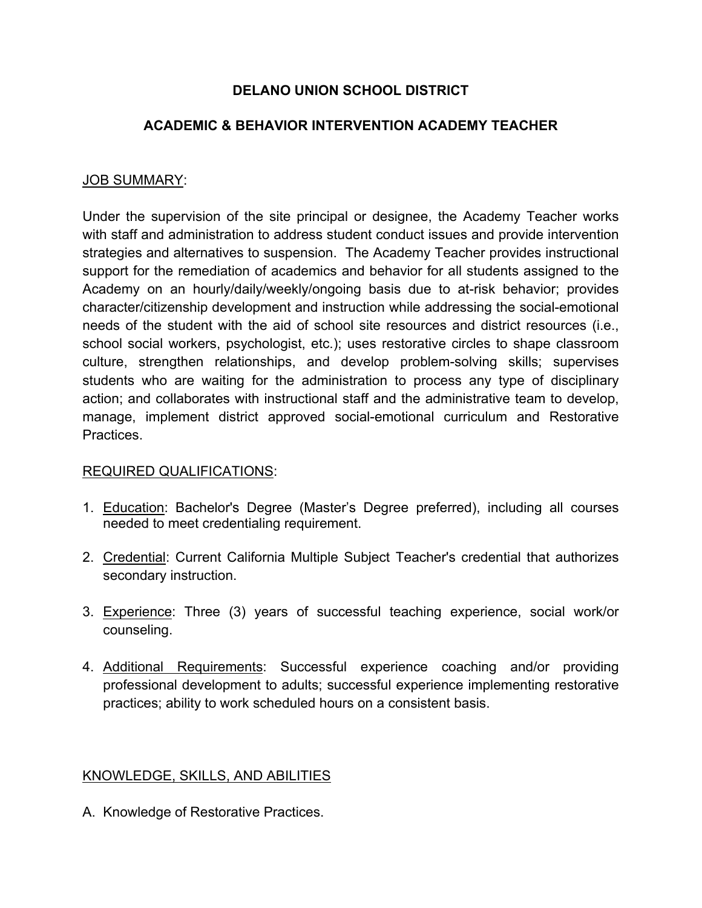# DELANO UNION SCHOOL DISTRICT

## ACADEMIC & BEHAVIOR INTERVENTION ACADEMY TEACHER

JOB SUMMARY:

Under the supervision of the site principal or designee, the Academy Teacher works with staff and administration to address student conduct issues and provide intervention strategies and alternatives to suspension. The Academy Teacher provides instructional support for the remediation of academics and behavior for all students assigned to the Academy on an hourly/daily/weekly/ongoing basis due to at-risk behavior; provides character/citizenship development and instruction while addressing the social-emotional needs of the student with the aid of school site resources and district resources (i.e., school social workers, psychologist, etc.); uses restorative circles to shape classroom culture, strengthen relationships, and develop problem-solving skills; supervises students who are waiting for the administration to process any type of disciplinary action; and collaborates with instructional staff and the administrative team to develop, manage, implement district approved social-emotional curriculum and Restorative Practices.

REQUIRED QUALIFICATIONS:

1. Education: Bachelor's Degree (Master's Degree preferred), including all courses needed to meet credentialing requirement.
2. Credential: Current California Multiple Subject Teacher's credential that authorizes secondary instruction.
3. Experience: Three (3) years of successful teaching experience, social work/or counseling.
4. Additional Requirements: Successful experience coaching and/or providing professional development to adults; successful experience implementing restorative practices; ability to work scheduled hours on a consistent basis.

KNOWLEDGE, SKILLS, AND ABILITIES

A. Knowledge of Restorative Practices.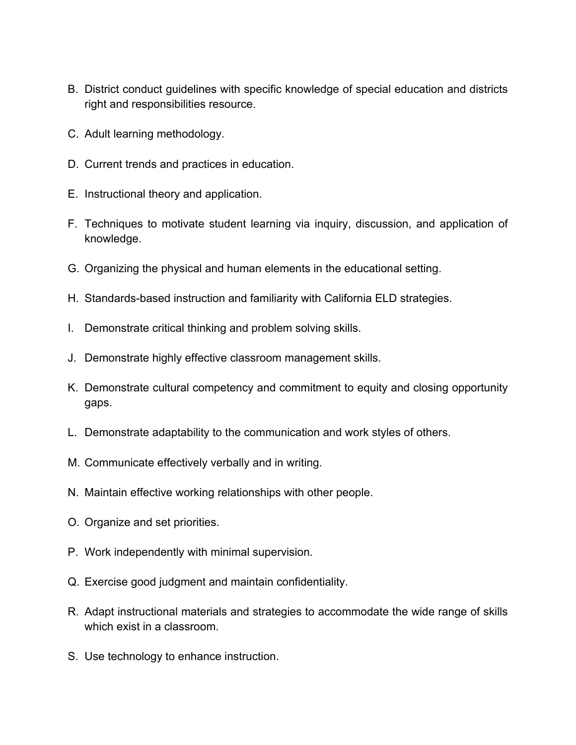B. District conduct guidelines with specific knowledge of special education and districts right and responsibilities resource.

C. Adult learning methodology.

D. Current trends and practices in education.

E. Instructional theory and application.

F. Techniques to motivate student learning via inquiry, discussion, and application of knowledge.

G. Organizing the physical and human elements in the educational setting.

H. Standards-based instruction and familiarity with California ELD strategies.

I. Demonstrate critical thinking and problem solving skills.

J. Demonstrate highly effective classroom management skills.

K. Demonstrate cultural competency and commitment to equity and closing opportunity gaps.

L. Demonstrate adaptability to the communication and work styles of others.

M. Communicate effectively verbally and in writing.

N. Maintain effective working relationships with other people.

O. Organize and set priorities.

P. Work independently with minimal supervision.

Q. Exercise good judgment and maintain confidentiality.

R. Adapt instructional materials and strategies to accommodate the wide range of skills which exist in a classroom.

S. Use technology to enhance instruction.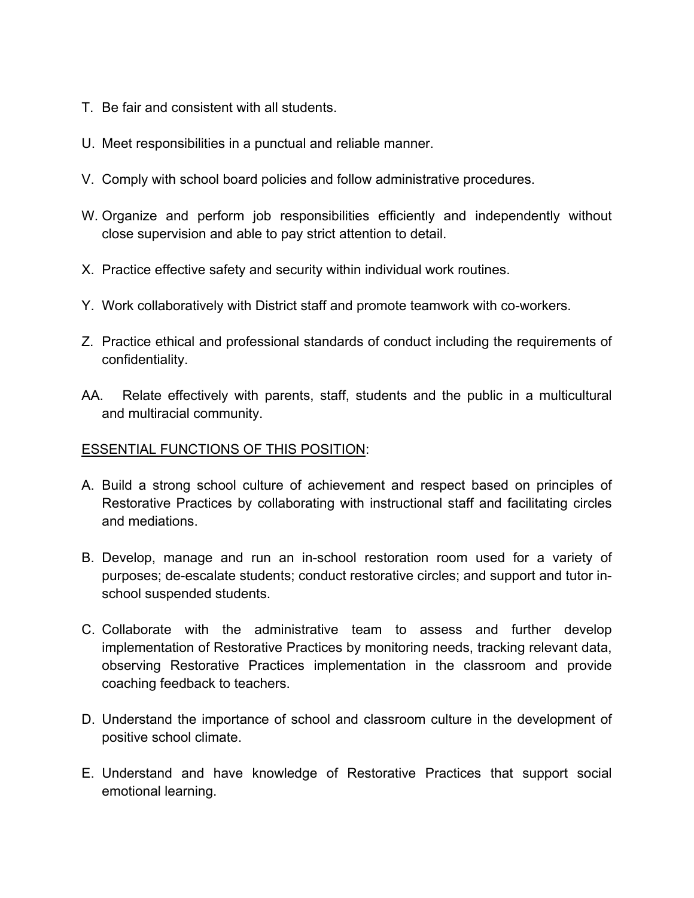T. Be fair and consistent with all students.

U. Meet responsibilities in a punctual and reliable manner.

V. Comply with school board policies and follow administrative procedures.

W. Organize and perform job responsibilities efficiently and independently without close supervision and able to pay strict attention to detail.

X. Practice effective safety and security within individual work routines.

Y. Work collaboratively with District staff and promote teamwork with co-workers.

Z. Practice ethical and professional standards of conduct including the requirements of confidentiality.

AA. Relate effectively with parents, staff, students and the public in a multicultural and multiracial community.

<u>ESSENTIAL FUNCTIONS OF THIS POSITION</u>:

A. Build a strong school culture of achievement and respect based on principles of Restorative Practices by collaborating with instructional staff and facilitating circles and mediations.

B. Develop, manage and run an in-school restoration room used for a variety of purposes; de-escalate students; conduct restorative circles; and support and tutor in-school suspended students.

C. Collaborate with the administrative team to assess and further develop implementation of Restorative Practices by monitoring needs, tracking relevant data, observing Restorative Practices implementation in the classroom and provide coaching feedback to teachers.

D. Understand the importance of school and classroom culture in the development of positive school climate.

E. Understand and have knowledge of Restorative Practices that support social emotional learning.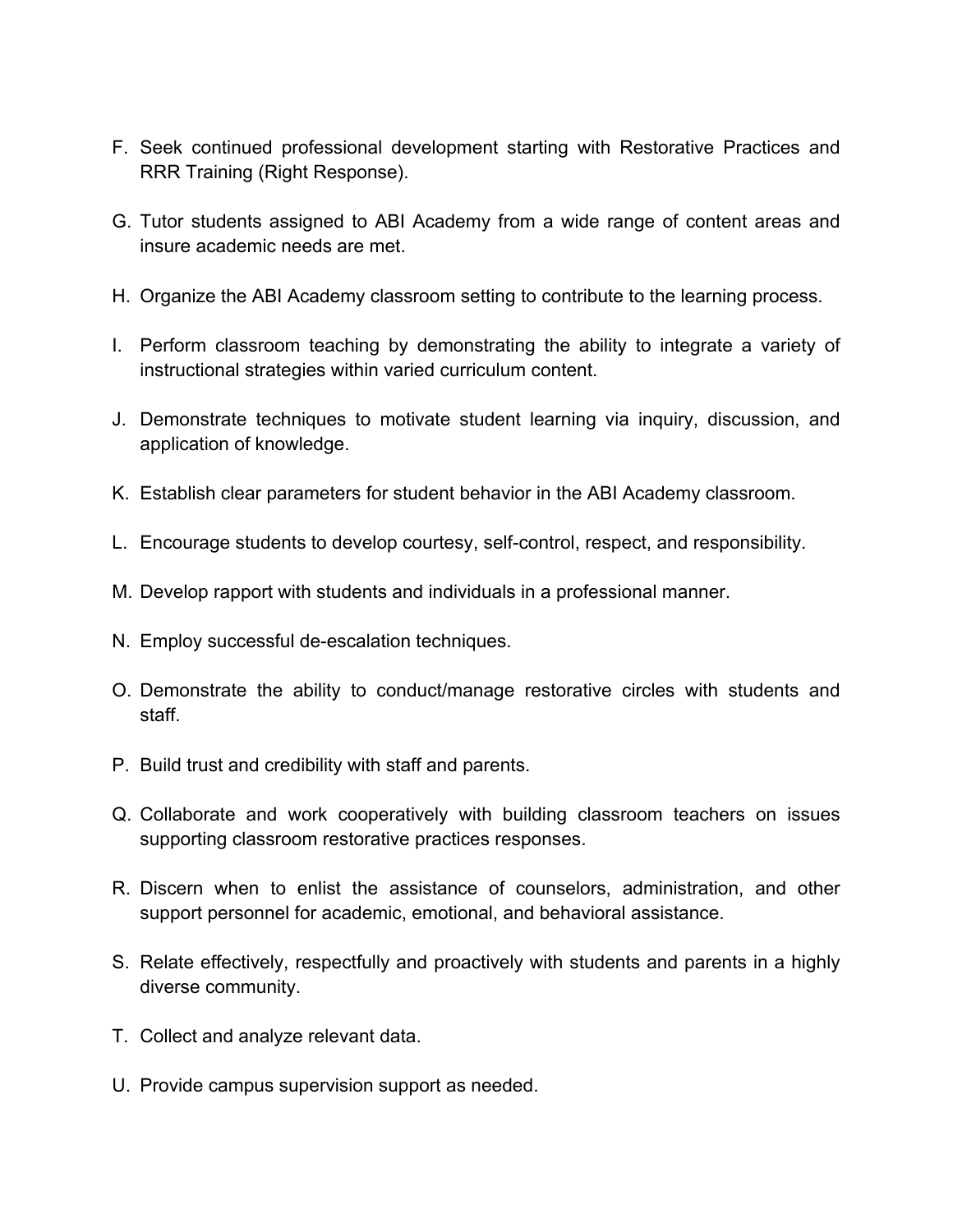F. Seek continued professional development starting with Restorative Practices and RRR Training (Right Response).

G. Tutor students assigned to ABI Academy from a wide range of content areas and insure academic needs are met.

H. Organize the ABI Academy classroom setting to contribute to the learning process.

I. Perform classroom teaching by demonstrating the ability to integrate a variety of instructional strategies within varied curriculum content.

J. Demonstrate techniques to motivate student learning via inquiry, discussion, and application of knowledge.

K. Establish clear parameters for student behavior in the ABI Academy classroom.

L. Encourage students to develop courtesy, self-control, respect, and responsibility.

M. Develop rapport with students and individuals in a professional manner.

N. Employ successful de-escalation techniques.

O. Demonstrate the ability to conduct/manage restorative circles with students and staff.

P. Build trust and credibility with staff and parents.

Q. Collaborate and work cooperatively with building classroom teachers on issues supporting classroom restorative practices responses.

R. Discern when to enlist the assistance of counselors, administration, and other support personnel for academic, emotional, and behavioral assistance.

S. Relate effectively, respectfully and proactively with students and parents in a highly diverse community.

T. Collect and analyze relevant data.

U. Provide campus supervision support as needed.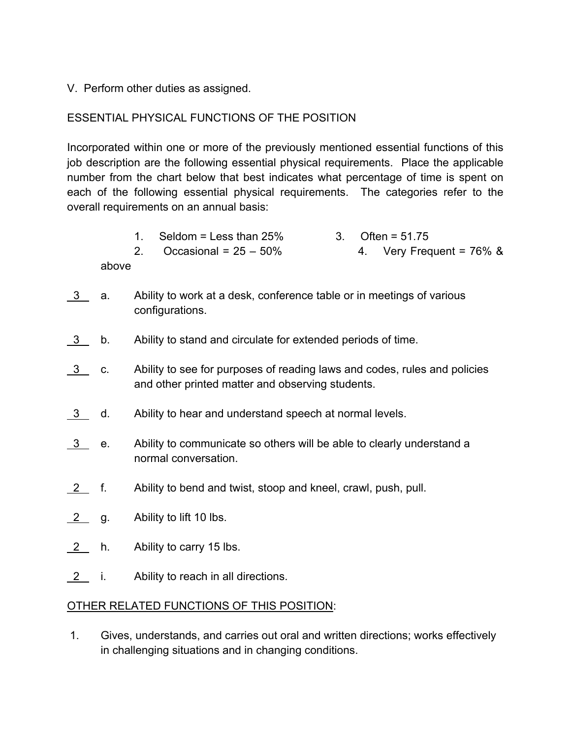V. Perform other duties as assigned.

ESSENTIAL PHYSICAL FUNCTIONS OF THE POSITION

Incorporated within one or more of the previously mentioned essential functions of this job description are the following essential physical requirements. Place the applicable number from the chart below that best indicates what percentage of time is spent on each of the following essential physical requirements. The categories refer to the overall requirements on an annual basis:

1. Seldom = Less than 25%
2. Occasional = 25 – 50%
3. Often = 51.75
4. Very Frequent = 76% & above

__3__ a. Ability to work at a desk, conference table or in meetings of various configurations.

__3__ b. Ability to stand and circulate for extended periods of time.

__3__ c. Ability to see for purposes of reading laws and codes, rules and policies and other printed matter and observing students.

__3__ d. Ability to hear and understand speech at normal levels.

__3__ e. Ability to communicate so others will be able to clearly understand a normal conversation.

__2__ f. Ability to bend and twist, stoop and kneel, crawl, push, pull.

__2__ g. Ability to lift 10 lbs.

__2__ h. Ability to carry 15 lbs.

__2__ i. Ability to reach in all directions.

<u>OTHER RELATED FUNCTIONS OF THIS POSITION</u>:

1. Gives, understands, and carries out oral and written directions; works effectively in challenging situations and in changing conditions.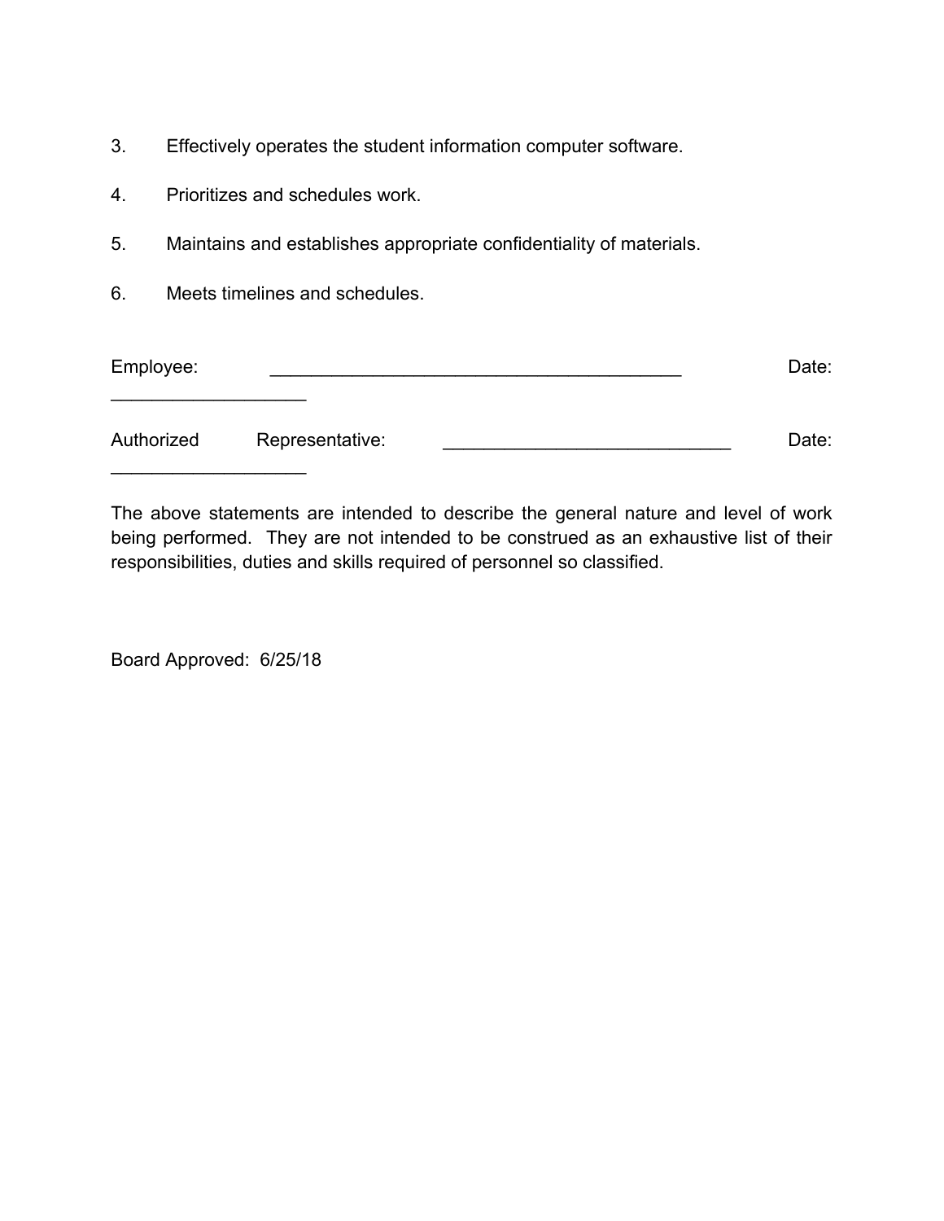3. Effectively operates the student information computer software.

4. Prioritizes and schedules work.

5. Maintains and establishes appropriate confidentiality of materials.

6. Meets timelines and schedules.

Employee: _________________________________________ Date: ____________________

Authorized Representative: _____________________________ Date: ____________________

The above statements are intended to describe the general nature and level of work being performed. They are not intended to be construed as an exhaustive list of their responsibilities, duties and skills required of personnel so classified.

Board Approved: 6/25/18